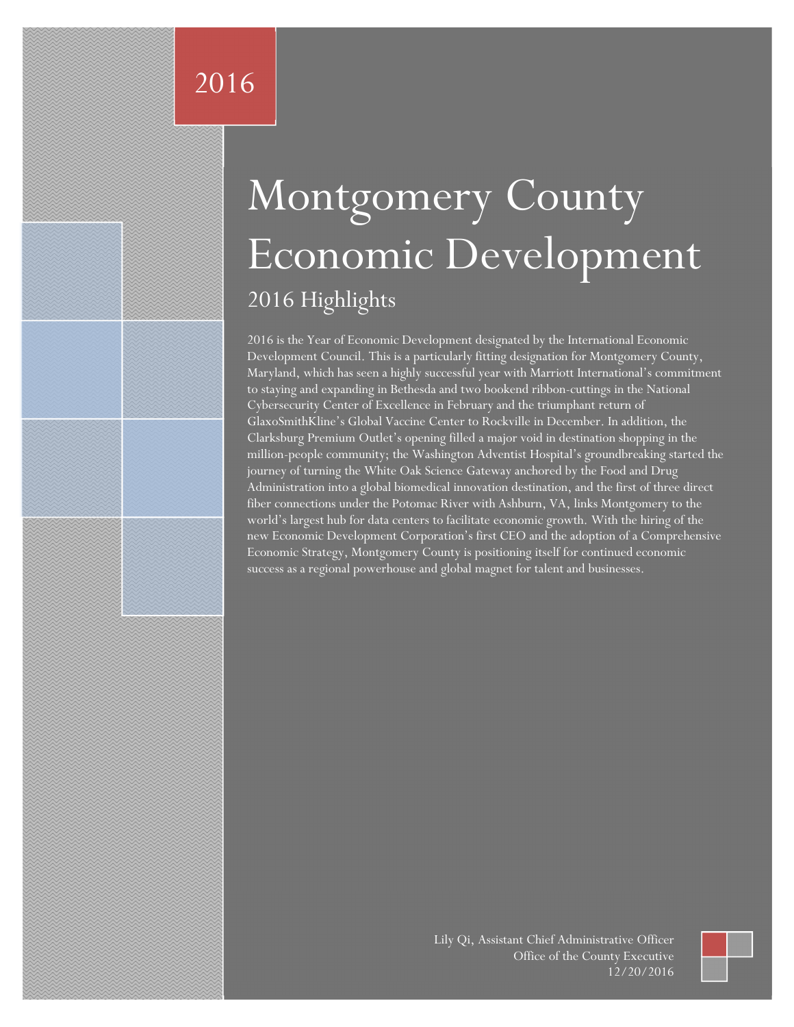2016

# Montgomery County Economic Development

## 2016 Highlights

2016 is the Year of Economic Development designated by the International Economic Development Council. This is a particularly fitting designation for Montgomery County, Maryland, which has seen a highly successful year with Marriott International's commitment to staying and expanding in Bethesda and two bookend ribbon-cuttings in the National Cybersecurity Center of Excellence in February and the triumphant return of GlaxoSmithKline's Global Vaccine Center to Rockville in December. In addition, the Clarksburg Premium Outlet's opening filled a major void in destination shopping in the million-people community; the Washington Adventist Hospital's groundbreaking started the journey of turning the White Oak Science Gateway anchored by the Food and Drug Administration into a global biomedical innovation destination, and the first of three direct fiber connections under the Potomac River with Ashburn, VA, links Montgomery to the world's largest hub for data centers to facilitate economic growth. With the hiring of the new Economic Development Corporation's first CEO and the adoption of a Comprehensive Economic Strategy, Montgomery County is positioning itself for continued economic success as a regional powerhouse and global magnet for talent and businesses.

Lily Qi, Assistant Chief Administrative Officer
Office of the County Executive
12/20/2016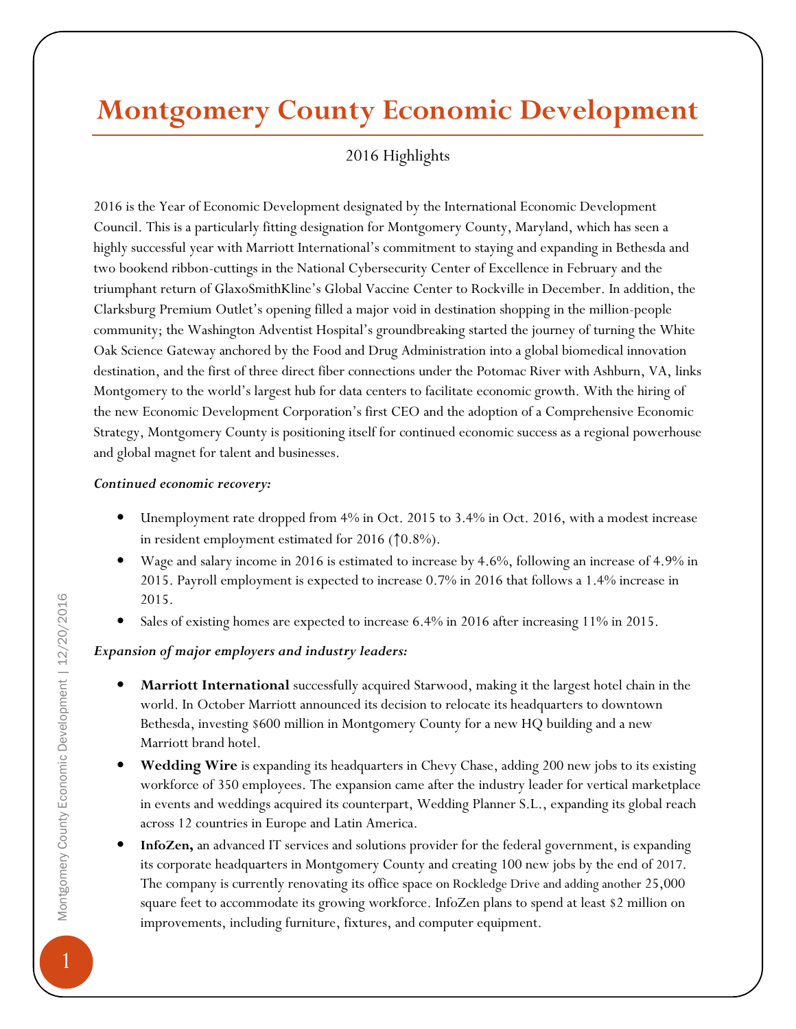# Montgomery County Economic Development

2016 Highlights

2016 is the Year of Economic Development designated by the International Economic Development Council. This is a particularly fitting designation for Montgomery County, Maryland, which has seen a highly successful year with Marriott International's commitment to staying and expanding in Bethesda and two bookend ribbon-cuttings in the National Cybersecurity Center of Excellence in February and the triumphant return of GlaxoSmithKline's Global Vaccine Center to Rockville in December. In addition, the Clarksburg Premium Outlet's opening filled a major void in destination shopping in the million-people community; the Washington Adventist Hospital's groundbreaking started the journey of turning the White Oak Science Gateway anchored by the Food and Drug Administration into a global biomedical innovation destination, and the first of three direct fiber connections under the Potomac River with Ashburn, VA, links Montgomery to the world's largest hub for data centers to facilitate economic growth. With the hiring of the new Economic Development Corporation's first CEO and the adoption of a Comprehensive Economic Strategy, Montgomery County is positioning itself for continued economic success as a regional powerhouse and global magnet for talent and businesses.

***Continued economic recovery:***

- Unemployment rate dropped from 4% in Oct. 2015 to 3.4% in Oct. 2016, with a modest increase in resident employment estimated for 2016 (↑0.8%).
- Wage and salary income in 2016 is estimated to increase by 4.6%, following an increase of 4.9% in 2015. Payroll employment is expected to increase 0.7% in 2016 that follows a 1.4% increase in 2015.
- Sales of existing homes are expected to increase 6.4% in 2016 after increasing 11% in 2015.

***Expansion of major employers and industry leaders:***

- **Marriott International** successfully acquired Starwood, making it the largest hotel chain in the world. In October Marriott announced its decision to relocate its headquarters to downtown Bethesda, investing $600 million in Montgomery County for a new HQ building and a new Marriott brand hotel.
- **Wedding Wire** is expanding its headquarters in Chevy Chase, adding 200 new jobs to its existing workforce of 350 employees. The expansion came after the industry leader for vertical marketplace in events and weddings acquired its counterpart, Wedding Planner S.L., expanding its global reach across 12 countries in Europe and Latin America.
- **InfoZen,** an advanced IT services and solutions provider for the federal government, is expanding its corporate headquarters in Montgomery County and creating 100 new jobs by the end of 2017. The company is currently renovating its office space on Rockledge Drive and adding another 25,000 square feet to accommodate its growing workforce. InfoZen plans to spend at least $2 million on improvements, including furniture, fixtures, and computer equipment.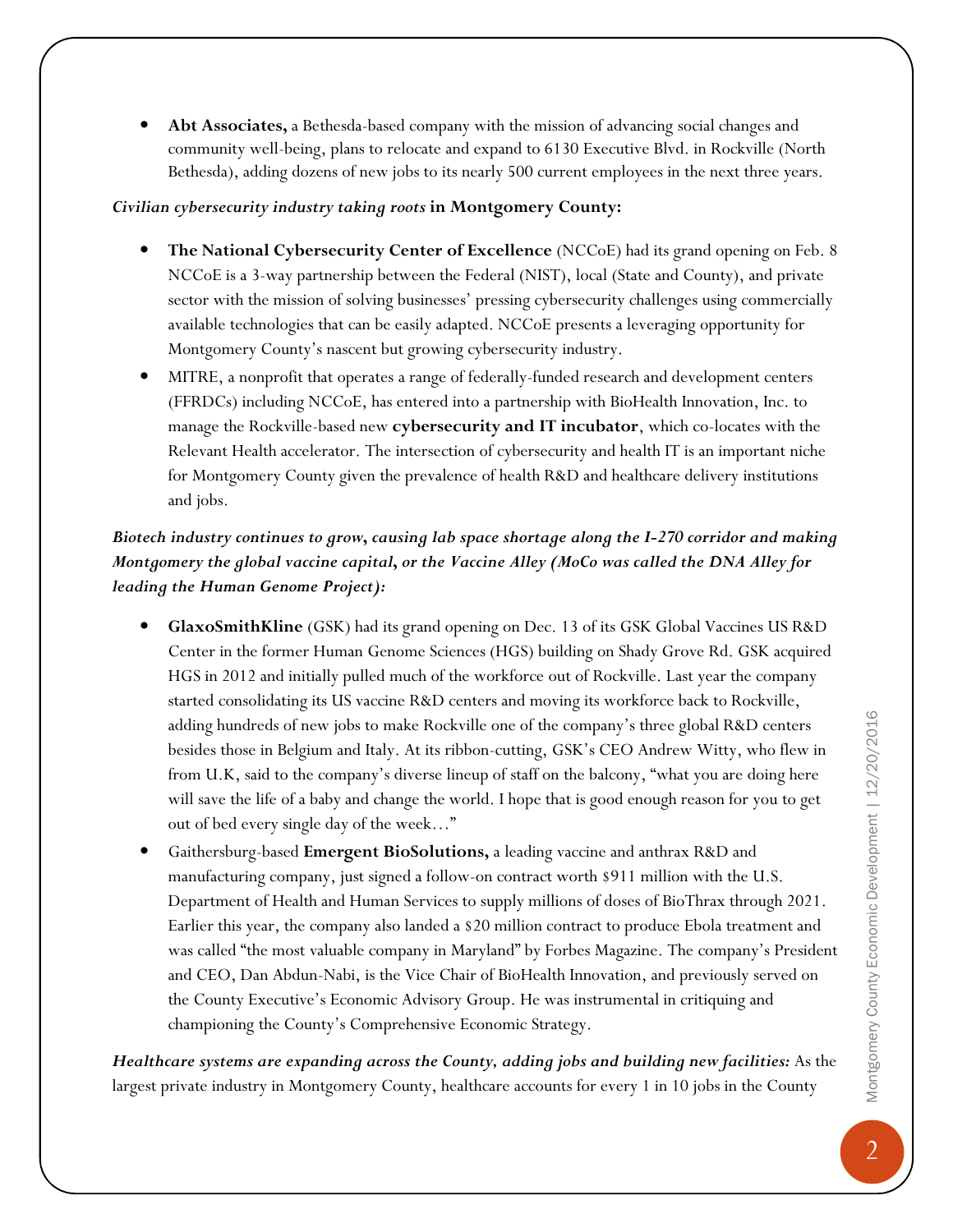- **Abt Associates,** a Bethesda-based company with the mission of advancing social changes and community well-being, plans to relocate and expand to 6130 Executive Blvd. in Rockville (North Bethesda), adding dozens of new jobs to its nearly 500 current employees in the next three years.

***Civilian cybersecurity industry taking roots* in Montgomery County:**

- **The National Cybersecurity Center of Excellence** (NCCoE) had its grand opening on Feb. 8 NCCoE is a 3-way partnership between the Federal (NIST), local (State and County), and private sector with the mission of solving businesses' pressing cybersecurity challenges using commercially available technologies that can be easily adapted. NCCoE presents a leveraging opportunity for Montgomery County's nascent but growing cybersecurity industry.
- MITRE, a nonprofit that operates a range of federally-funded research and development centers (FFRDCs) including NCCoE, has entered into a partnership with BioHealth Innovation, Inc. to manage the Rockville-based new **cybersecurity and IT incubator**, which co-locates with the Relevant Health accelerator. The intersection of cybersecurity and health IT is an important niche for Montgomery County given the prevalence of health R&D and healthcare delivery institutions and jobs.

***Biotech industry continues to grow, causing lab space shortage along the I-270 corridor and making Montgomery the global vaccine capital, or the Vaccine Alley (MoCo was called the DNA Alley for leading the Human Genome Project):***

- **GlaxoSmithKline** (GSK) had its grand opening on Dec. 13 of its GSK Global Vaccines US R&D Center in the former Human Genome Sciences (HGS) building on Shady Grove Rd. GSK acquired HGS in 2012 and initially pulled much of the workforce out of Rockville. Last year the company started consolidating its US vaccine R&D centers and moving its workforce back to Rockville, adding hundreds of new jobs to make Rockville one of the company's three global R&D centers besides those in Belgium and Italy. At its ribbon-cutting, GSK's CEO Andrew Witty, who flew in from U.K, said to the company's diverse lineup of staff on the balcony, "what you are doing here will save the life of a baby and change the world. I hope that is good enough reason for you to get out of bed every single day of the week…"
- Gaithersburg-based **Emergent BioSolutions,** a leading vaccine and anthrax R&D and manufacturing company, just signed a follow-on contract worth $911 million with the U.S. Department of Health and Human Services to supply millions of doses of BioThrax through 2021. Earlier this year, the company also landed a $20 million contract to produce Ebola treatment and was called "the most valuable company in Maryland" by Forbes Magazine. The company's President and CEO, Dan Abdun-Nabi, is the Vice Chair of BioHealth Innovation, and previously served on the County Executive's Economic Advisory Group. He was instrumental in critiquing and championing the County's Comprehensive Economic Strategy.

***Healthcare systems are expanding across the County, adding jobs and building new facilities:*** As the largest private industry in Montgomery County, healthcare accounts for every 1 in 10 jobs in the County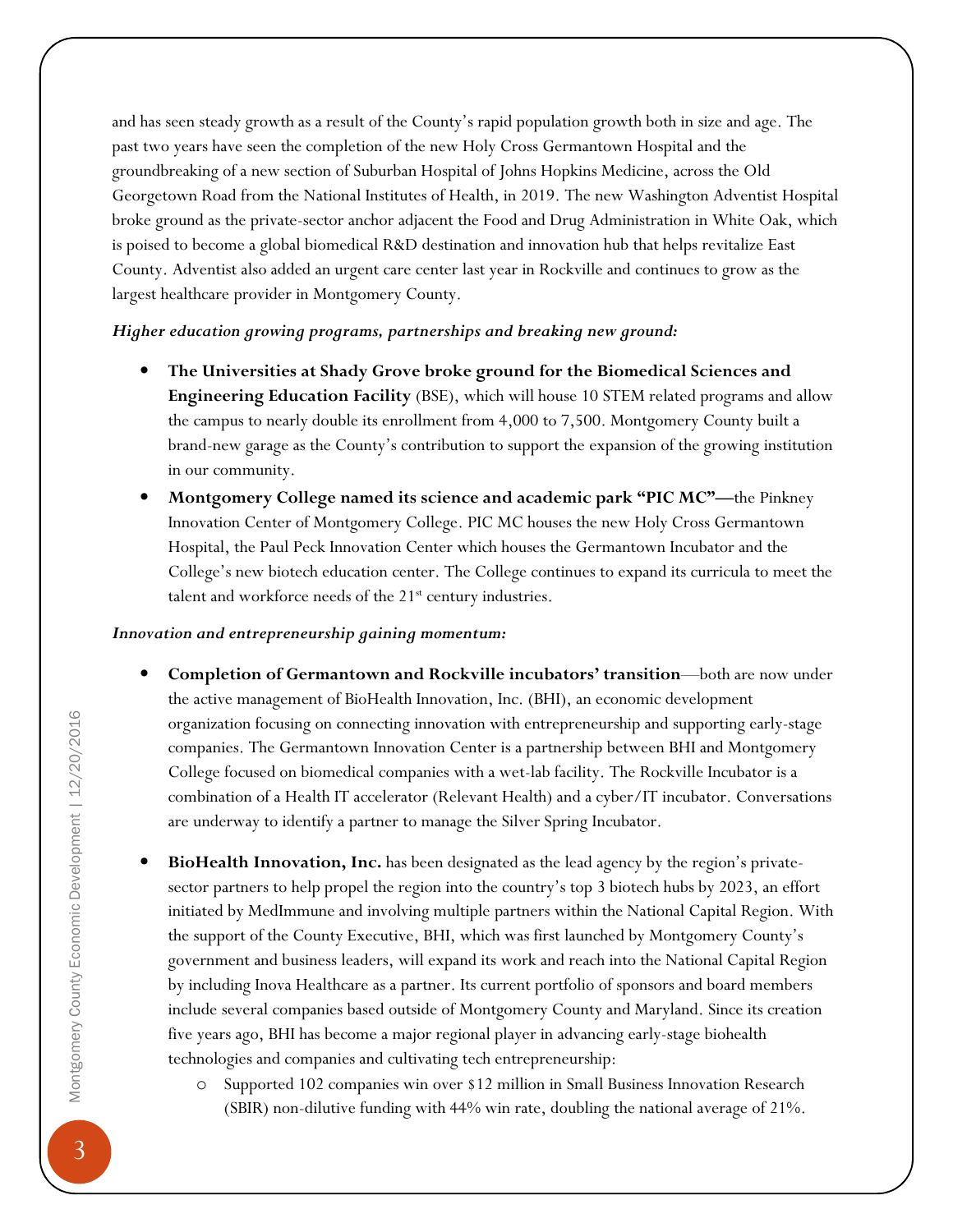and has seen steady growth as a result of the County's rapid population growth both in size and age. The past two years have seen the completion of the new Holy Cross Germantown Hospital and the groundbreaking of a new section of Suburban Hospital of Johns Hopkins Medicine, across the Old Georgetown Road from the National Institutes of Health, in 2019. The new Washington Adventist Hospital broke ground as the private-sector anchor adjacent the Food and Drug Administration in White Oak, which is poised to become a global biomedical R&D destination and innovation hub that helps revitalize East County. Adventist also added an urgent care center last year in Rockville and continues to grow as the largest healthcare provider in Montgomery County.

***Higher education growing programs, partnerships and breaking new ground:***

- **The Universities at Shady Grove broke ground for the Biomedical Sciences and Engineering Education Facility** (BSE), which will house 10 STEM related programs and allow the campus to nearly double its enrollment from 4,000 to 7,500. Montgomery County built a brand-new garage as the County's contribution to support the expansion of the growing institution in our community.
- **Montgomery College named its science and academic park "PIC MC"—**the Pinkney Innovation Center of Montgomery College. PIC MC houses the new Holy Cross Germantown Hospital, the Paul Peck Innovation Center which houses the Germantown Incubator and the College's new biotech education center. The College continues to expand its curricula to meet the talent and workforce needs of the 21st century industries.

***Innovation and entrepreneurship gaining momentum:***

- **Completion of Germantown and Rockville incubators' transition**—both are now under the active management of BioHealth Innovation, Inc. (BHI), an economic development organization focusing on connecting innovation with entrepreneurship and supporting early-stage companies. The Germantown Innovation Center is a partnership between BHI and Montgomery College focused on biomedical companies with a wet-lab facility. The Rockville Incubator is a combination of a Health IT accelerator (Relevant Health) and a cyber/IT incubator. Conversations are underway to identify a partner to manage the Silver Spring Incubator.

- **BioHealth Innovation, Inc.** has been designated as the lead agency by the region's private-sector partners to help propel the region into the country's top 3 biotech hubs by 2023, an effort initiated by MedImmune and involving multiple partners within the National Capital Region. With the support of the County Executive, BHI, which was first launched by Montgomery County's government and business leaders, will expand its work and reach into the National Capital Region by including Inova Healthcare as a partner. Its current portfolio of sponsors and board members include several companies based outside of Montgomery County and Maryland. Since its creation five years ago, BHI has become a major regional player in advancing early-stage biohealth technologies and companies and cultivating tech entrepreneurship:
  - Supported 102 companies win over $12 million in Small Business Innovation Research (SBIR) non-dilutive funding with 44% win rate, doubling the national average of 21%.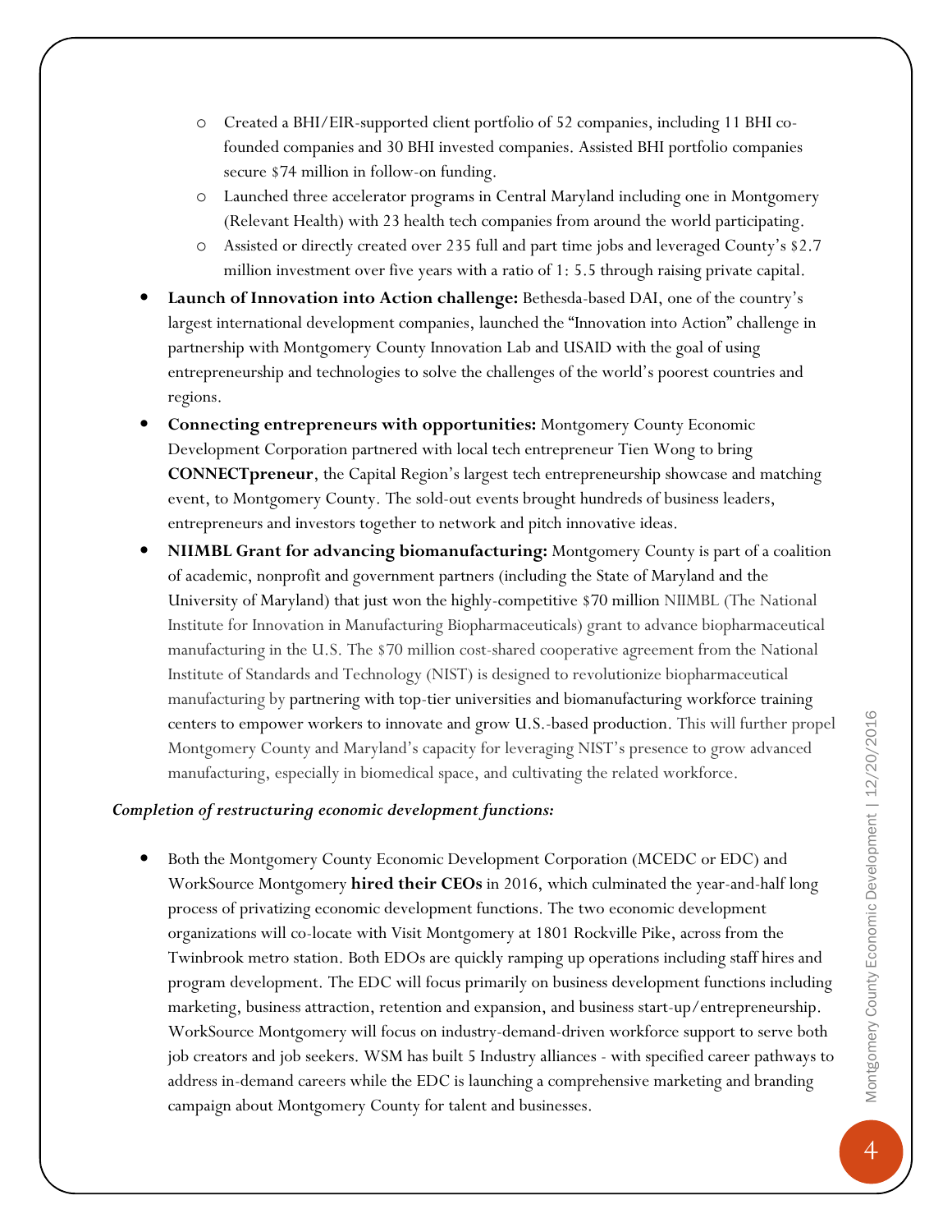- Created a BHI/EIR-supported client portfolio of 52 companies, including 11 BHI co-founded companies and 30 BHI invested companies. Assisted BHI portfolio companies secure $74 million in follow-on funding.
  - Launched three accelerator programs in Central Maryland including one in Montgomery (Relevant Health) with 23 health tech companies from around the world participating.
  - Assisted or directly created over 235 full and part time jobs and leveraged County's $2.7 million investment over five years with a ratio of 1: 5.5 through raising private capital.
- **Launch of Innovation into Action challenge:** Bethesda-based DAI, one of the country's largest international development companies, launched the "Innovation into Action" challenge in partnership with Montgomery County Innovation Lab and USAID with the goal of using entrepreneurship and technologies to solve the challenges of the world's poorest countries and regions.
- **Connecting entrepreneurs with opportunities:** Montgomery County Economic Development Corporation partnered with local tech entrepreneur Tien Wong to bring **CONNECTpreneur**, the Capital Region's largest tech entrepreneurship showcase and matching event, to Montgomery County. The sold-out events brought hundreds of business leaders, entrepreneurs and investors together to network and pitch innovative ideas.
- **NIIMBL Grant for advancing biomanufacturing:** Montgomery County is part of a coalition of academic, nonprofit and government partners (including the State of Maryland and the University of Maryland) that just won the highly-competitive $70 million NIIMBL (The National Institute for Innovation in Manufacturing Biopharmaceuticals) grant to advance biopharmaceutical manufacturing in the U.S. The $70 million cost-shared cooperative agreement from the National Institute of Standards and Technology (NIST) is designed to revolutionize biopharmaceutical manufacturing by partnering with top-tier universities and biomanufacturing workforce training centers to empower workers to innovate and grow U.S.-based production. This will further propel Montgomery County and Maryland's capacity for leveraging NIST's presence to grow advanced manufacturing, especially in biomedical space, and cultivating the related workforce.

***Completion of restructuring economic development functions:***

- Both the Montgomery County Economic Development Corporation (MCEDC or EDC) and WorkSource Montgomery **hired their CEOs** in 2016, which culminated the year-and-half long process of privatizing economic development functions. The two economic development organizations will co-locate with Visit Montgomery at 1801 Rockville Pike, across from the Twinbrook metro station. Both EDOs are quickly ramping up operations including staff hires and program development. The EDC will focus primarily on business development functions including marketing, business attraction, retention and expansion, and business start-up/entrepreneurship. WorkSource Montgomery will focus on industry-demand-driven workforce support to serve both job creators and job seekers. WSM has built 5 Industry alliances - with specified career pathways to address in-demand careers while the EDC is launching a comprehensive marketing and branding campaign about Montgomery County for talent and businesses.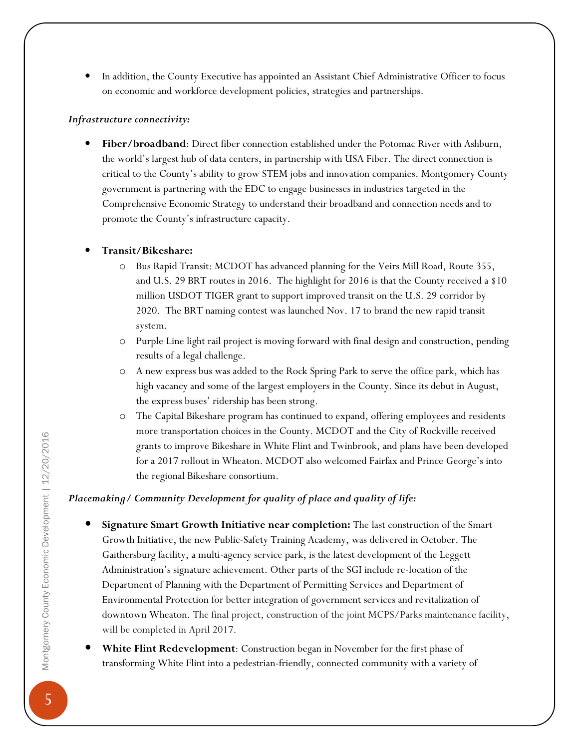- In addition, the County Executive has appointed an Assistant Chief Administrative Officer to focus on economic and workforce development policies, strategies and partnerships.

***Infrastructure connectivity:***

- **Fiber/broadband**: Direct fiber connection established under the Potomac River with Ashburn, the world's largest hub of data centers, in partnership with USA Fiber. The direct connection is critical to the County's ability to grow STEM jobs and innovation companies. Montgomery County government is partnering with the EDC to engage businesses in industries targeted in the Comprehensive Economic Strategy to understand their broadband and connection needs and to promote the County's infrastructure capacity.

- **Transit/Bikeshare:**
  - Bus Rapid Transit: MCDOT has advanced planning for the Veirs Mill Road, Route 355, and U.S. 29 BRT routes in 2016. The highlight for 2016 is that the County received a $10 million USDOT TIGER grant to support improved transit on the U.S. 29 corridor by 2020. The BRT naming contest was launched Nov. 17 to brand the new rapid transit system.
  - Purple Line light rail project is moving forward with final design and construction, pending results of a legal challenge.
  - A new express bus was added to the Rock Spring Park to serve the office park, which has high vacancy and some of the largest employers in the County. Since its debut in August, the express buses' ridership has been strong.
  - The Capital Bikeshare program has continued to expand, offering employees and residents more transportation choices in the County. MCDOT and the City of Rockville received grants to improve Bikeshare in White Flint and Twinbrook, and plans have been developed for a 2017 rollout in Wheaton. MCDOT also welcomed Fairfax and Prince George's into the regional Bikeshare consortium.

***Placemaking/ Community Development for quality of place and quality of life:***

- **Signature Smart Growth Initiative near completion:** The last construction of the Smart Growth Initiative, the new Public-Safety Training Academy, was delivered in October. The Gaithersburg facility, a multi-agency service park, is the latest development of the Leggett Administration's signature achievement. Other parts of the SGI include re-location of the Department of Planning with the Department of Permitting Services and Department of Environmental Protection for better integration of government services and revitalization of downtown Wheaton. The final project, construction of the joint MCPS/Parks maintenance facility, will be completed in April 2017.
- **White Flint Redevelopment**: Construction began in November for the first phase of transforming White Flint into a pedestrian-friendly, connected community with a variety of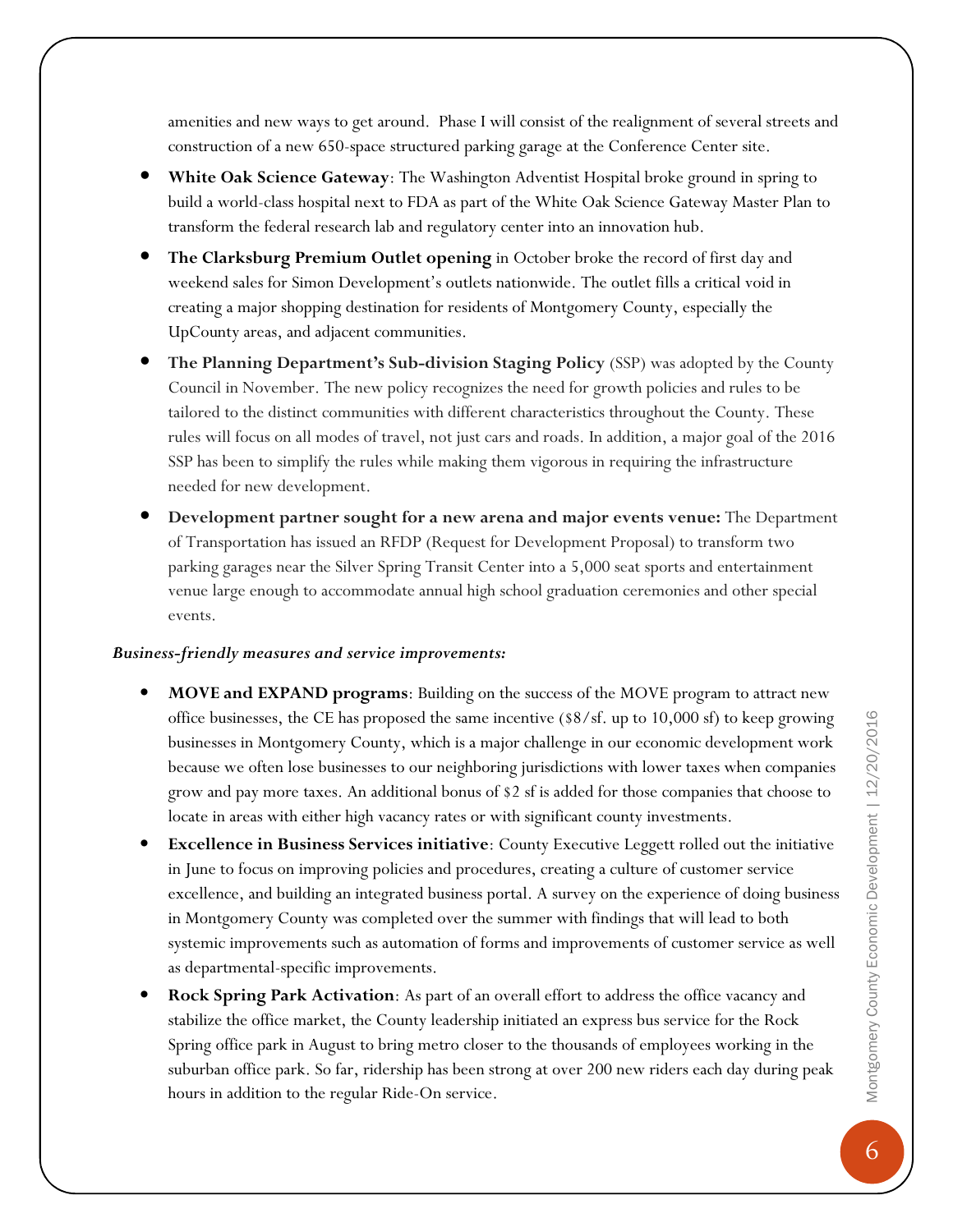amenities and new ways to get around.  Phase I will consist of the realignment of several streets and construction of a new 650-space structured parking garage at the Conference Center site.

- **White Oak Science Gateway**: The Washington Adventist Hospital broke ground in spring to build a world-class hospital next to FDA as part of the White Oak Science Gateway Master Plan to transform the federal research lab and regulatory center into an innovation hub.
- **The Clarksburg Premium Outlet opening** in October broke the record of first day and weekend sales for Simon Development's outlets nationwide. The outlet fills a critical void in creating a major shopping destination for residents of Montgomery County, especially the UpCounty areas, and adjacent communities.
- **The Planning Department's Sub-division Staging Policy** (SSP) was adopted by the County Council in November. The new policy recognizes the need for growth policies and rules to be tailored to the distinct communities with different characteristics throughout the County. These rules will focus on all modes of travel, not just cars and roads. In addition, a major goal of the 2016 SSP has been to simplify the rules while making them vigorous in requiring the infrastructure needed for new development.
- **Development partner sought for a new arena and major events venue:** The Department of Transportation has issued an RFDP (Request for Development Proposal) to transform two parking garages near the Silver Spring Transit Center into a 5,000 seat sports and entertainment venue large enough to accommodate annual high school graduation ceremonies and other special events.

***Business-friendly measures and service improvements:***

- **MOVE and EXPAND programs**: Building on the success of the MOVE program to attract new office businesses, the CE has proposed the same incentive ($8/sf. up to 10,000 sf) to keep growing businesses in Montgomery County, which is a major challenge in our economic development work because we often lose businesses to our neighboring jurisdictions with lower taxes when companies grow and pay more taxes. An additional bonus of $2 sf is added for those companies that choose to locate in areas with either high vacancy rates or with significant county investments.
- **Excellence in Business Services initiative**: County Executive Leggett rolled out the initiative in June to focus on improving policies and procedures, creating a culture of customer service excellence, and building an integrated business portal. A survey on the experience of doing business in Montgomery County was completed over the summer with findings that will lead to both systemic improvements such as automation of forms and improvements of customer service as well as departmental-specific improvements.
- **Rock Spring Park Activation**: As part of an overall effort to address the office vacancy and stabilize the office market, the County leadership initiated an express bus service for the Rock Spring office park in August to bring metro closer to the thousands of employees working in the suburban office park. So far, ridership has been strong at over 200 new riders each day during peak hours in addition to the regular Ride-On service.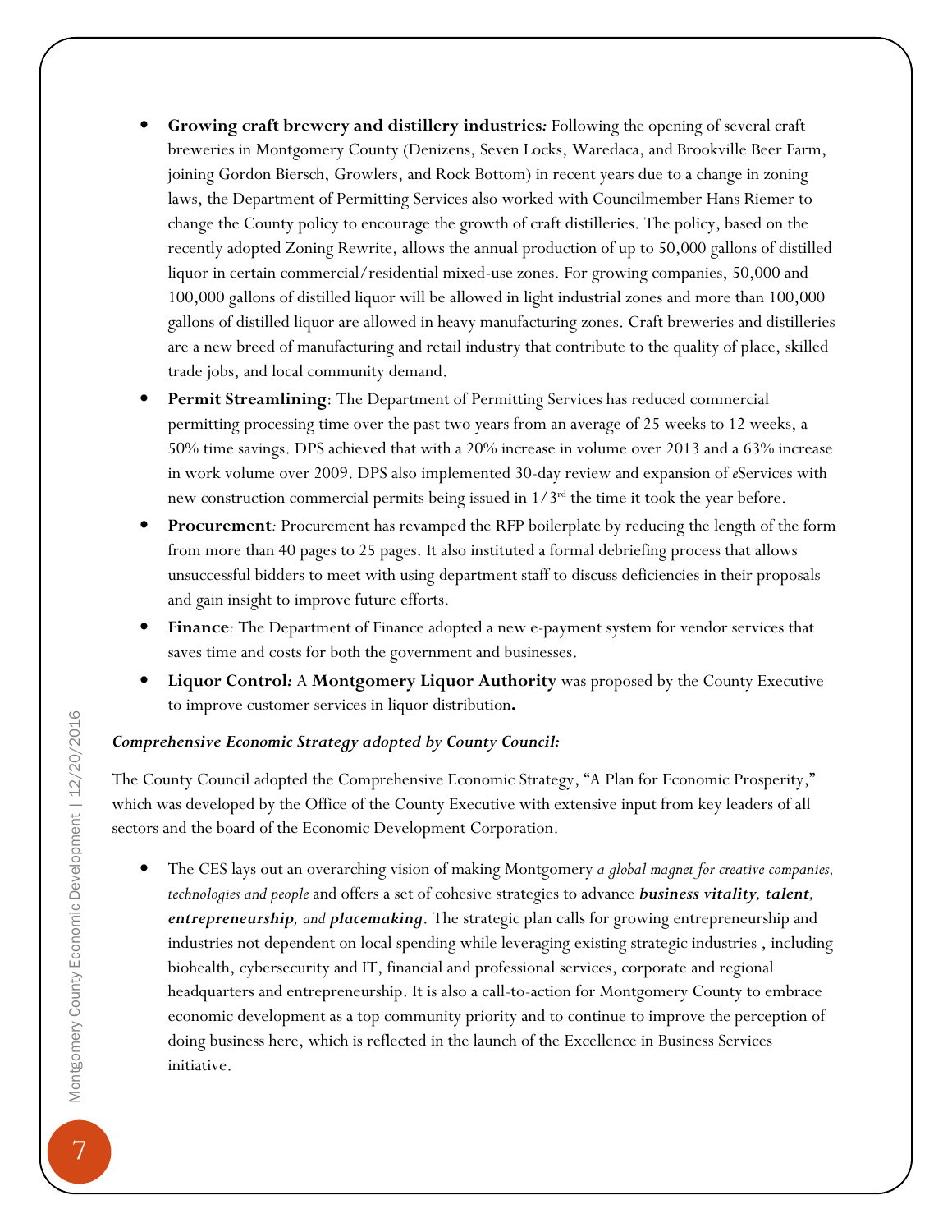- **Growing craft brewery and distillery industries***:* Following the opening of several craft breweries in Montgomery County (Denizens, Seven Locks, Waredaca, and Brookville Beer Farm, joining Gordon Biersch, Growlers, and Rock Bottom) in recent years due to a change in zoning laws, the Department of Permitting Services also worked with Councilmember Hans Riemer to change the County policy to encourage the growth of craft distilleries. The policy, based on the recently adopted Zoning Rewrite, allows the annual production of up to 50,000 gallons of distilled liquor in certain commercial/residential mixed-use zones. For growing companies, 50,000 and 100,000 gallons of distilled liquor will be allowed in light industrial zones and more than 100,000 gallons of distilled liquor are allowed in heavy manufacturing zones. Craft breweries and distilleries are a new breed of manufacturing and retail industry that contribute to the quality of place, skilled trade jobs, and local community demand.
- **Permit Streamlining**: The Department of Permitting Services has reduced commercial permitting processing time over the past two years from an average of 25 weeks to 12 weeks, a 50% time savings. DPS achieved that with a 20% increase in volume over 2013 and a 63% increase in work volume over 2009. DPS also implemented 30-day review and expansion of *e*Services with new construction commercial permits being issued in 1/3rd the time it took the year before.
- **Procurement***:* Procurement has revamped the RFP boilerplate by reducing the length of the form from more than 40 pages to 25 pages. It also instituted a formal debriefing process that allows unsuccessful bidders to meet with using department staff to discuss deficiencies in their proposals and gain insight to improve future efforts.
- **Finance***:* The Department of Finance adopted a new e-payment system for vendor services that saves time and costs for both the government and businesses.
- **Liquor Control***:* A **Montgomery Liquor Authority** was proposed by the County Executive to improve customer services in liquor distribution**.**

***Comprehensive Economic Strategy adopted by County Council:***

The County Council adopted the Comprehensive Economic Strategy, "A Plan for Economic Prosperity," which was developed by the Office of the County Executive with extensive input from key leaders of all sectors and the board of the Economic Development Corporation.

- The CES lays out an overarching vision of making Montgomery *a global magnet for creative companies, technologies and people* and offers a set of cohesive strategies to advance ***business vitality**, **talent**, **entrepreneurship**, and **placemaking***. The strategic plan calls for growing entrepreneurship and industries not dependent on local spending while leveraging existing strategic industries , including biohealth, cybersecurity and IT, financial and professional services, corporate and regional headquarters and entrepreneurship. It is also a call-to-action for Montgomery County to embrace economic development as a top community priority and to continue to improve the perception of doing business here, which is reflected in the launch of the Excellence in Business Services initiative.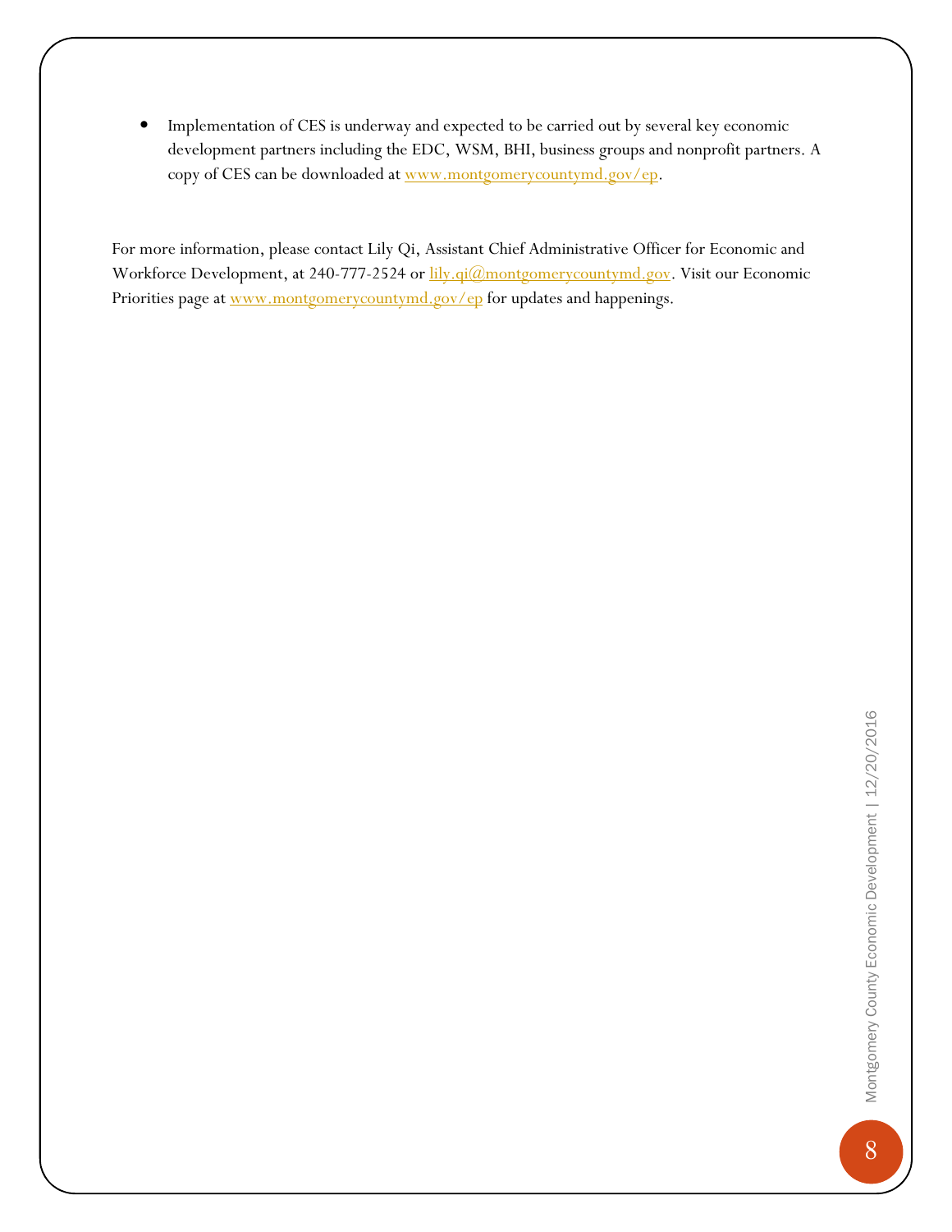- Implementation of CES is underway and expected to be carried out by several key economic development partners including the EDC, WSM, BHI, business groups and nonprofit partners. A copy of CES can be downloaded at www.montgomerycountymd.gov/ep.

For more information, please contact Lily Qi, Assistant Chief Administrative Officer for Economic and Workforce Development, at 240-777-2524 or lily.qi@montgomerycountymd.gov. Visit our Economic Priorities page at www.montgomerycountymd.gov/ep for updates and happenings.